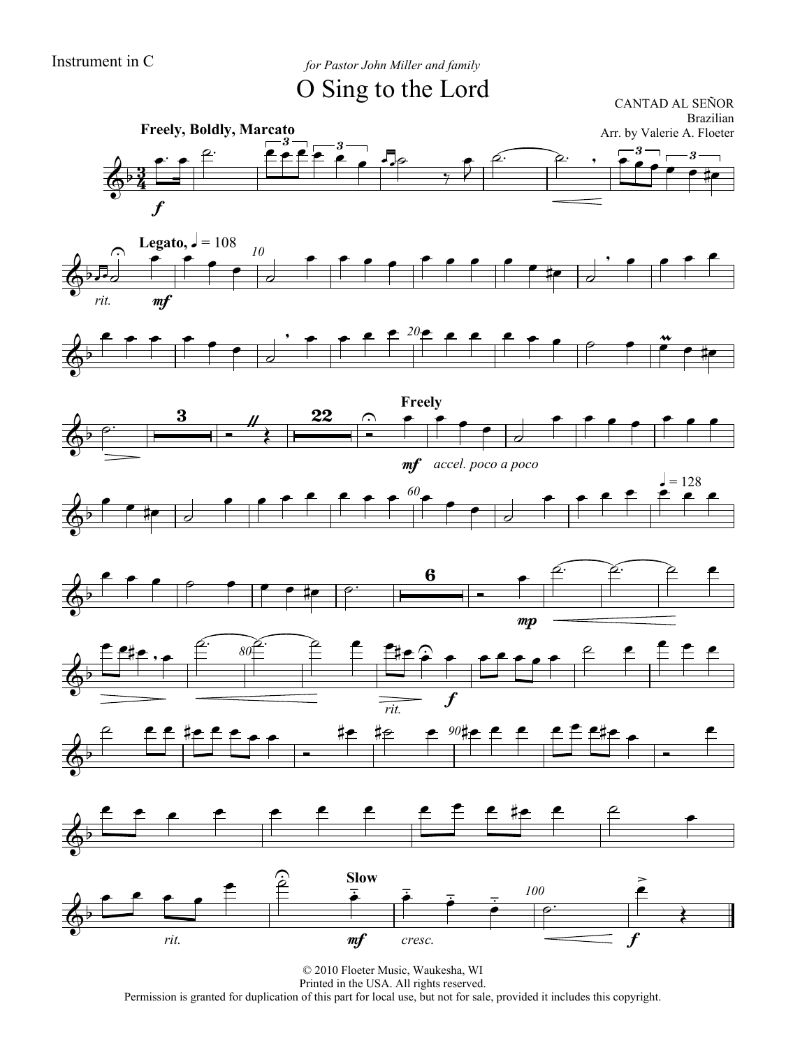Instrument in C

*for Pastor John Miller and family*

# O Sing to the Lord

CANTAD AL SEÑOR
Brazilian
Arr. by Valerie A. Floeter

© 2010 Floeter Music, Waukesha, WI
Printed in the USA. All rights reserved.
Permission is granted for duplication of this part for local use, but not for sale, provided it includes this copyright.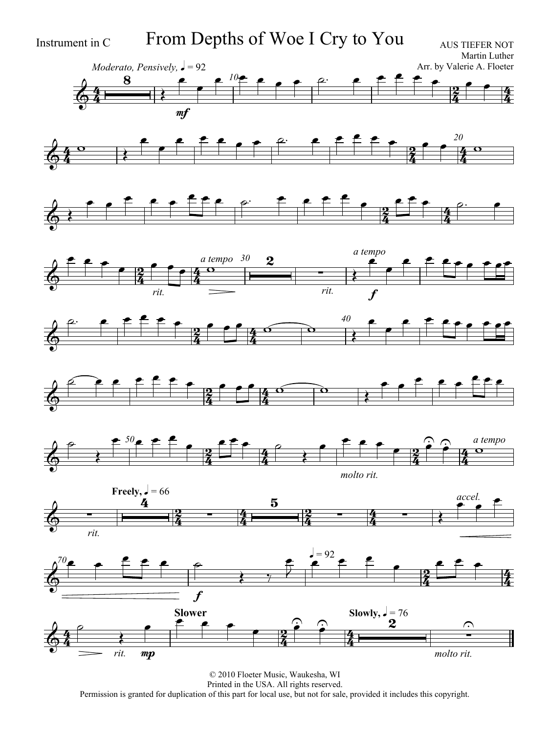Instrument in C

# From Depths of Woe I Cry to You

AUS TIEFER NOT
Martin Luther
Arr. by Valerie A. Floeter

*Moderato, Pensively,* ♩ = 92

© 2010 Floeter Music, Waukesha, WI
Printed in the USA. All rights reserved.
Permission is granted for duplication of this part for local use, but not for sale, provided it includes this copyright.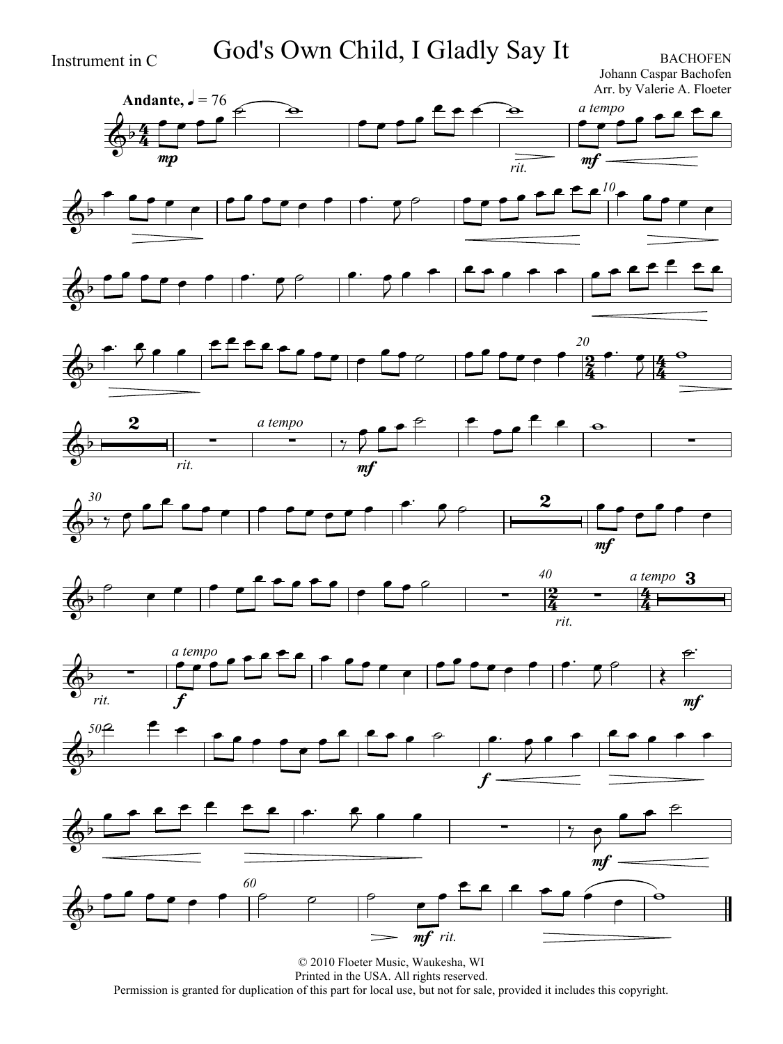Instrument in C

# God's Own Child, I Gladly Say It

BACHOFEN
Johann Caspar Bachofen
Arr. by Valerie A. Floeter

© 2010 Floeter Music, Waukesha, WI
Printed in the USA. All rights reserved.
Permission is granted for duplication of this part for local use, but not for sale, provided it includes this copyright.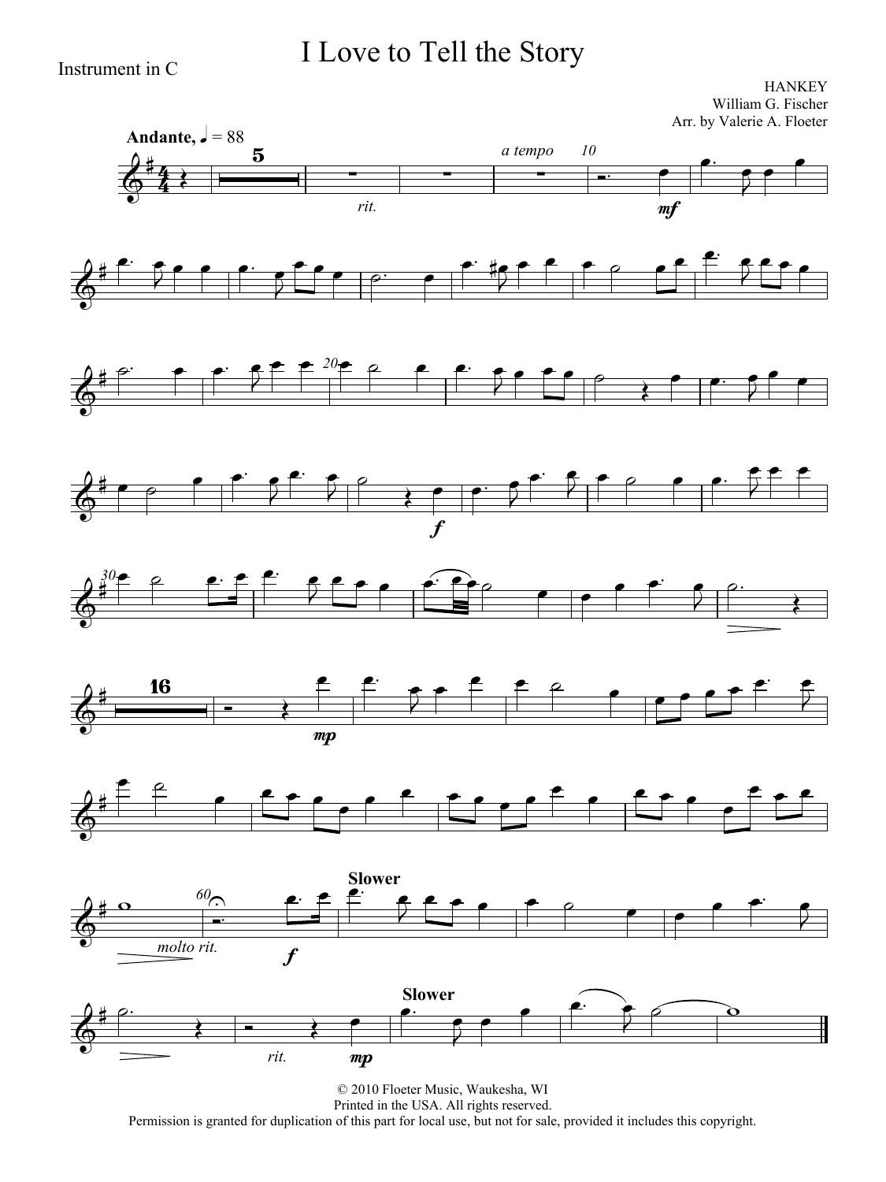Instrument in C

# I Love to Tell the Story

HANKEY
William G. Fischer
Arr. by Valerie A. Floeter

**Andante,** ♩ = 88

© 2010 Floeter Music, Waukesha, WI
Printed in the USA. All rights reserved.
Permission is granted for duplication of this part for local use, but not for sale, provided it includes this copyright.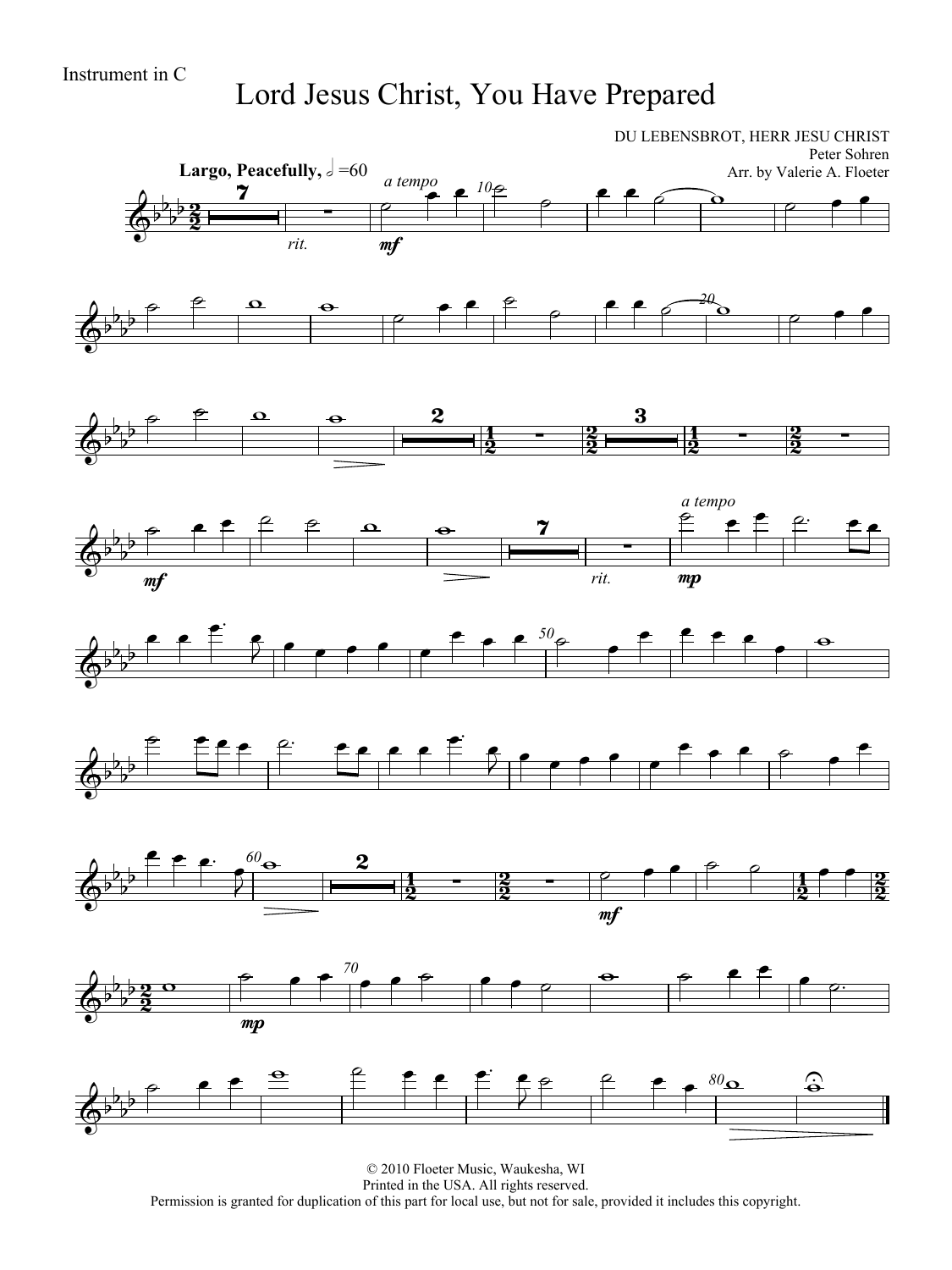Instrument in C

# Lord Jesus Christ, You Have Prepared

DU LEBENSBROT, HERR JESU CHRIST
Peter Sohren
Arr. by Valerie A. Floeter

**Largo, Peacefully,** 𝅗𝅥 =60

© 2010 Floeter Music, Waukesha, WI
Printed in the USA. All rights reserved.
Permission is granted for duplication of this part for local use, but not for sale, provided it includes this copyright.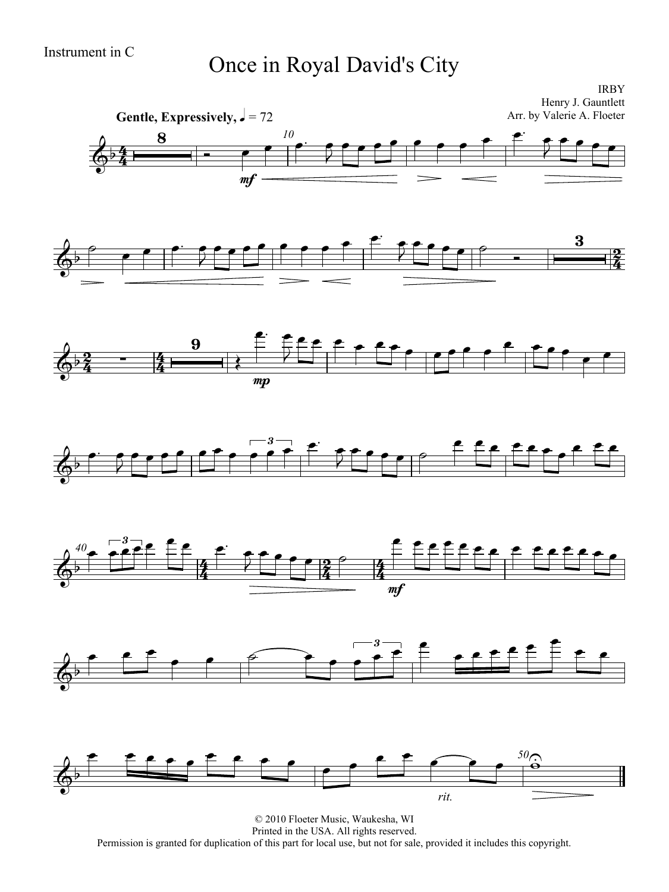Instrument in C

# Once in Royal David's City

IRBY
Henry J. Gauntlett
Arr. by Valerie A. Floeter

**Gentle, Expressively,** ♩ = 72

© 2010 Floeter Music, Waukesha, WI
Printed in the USA. All rights reserved.
Permission is granted for duplication of this part for local use, but not for sale, provided it includes this copyright.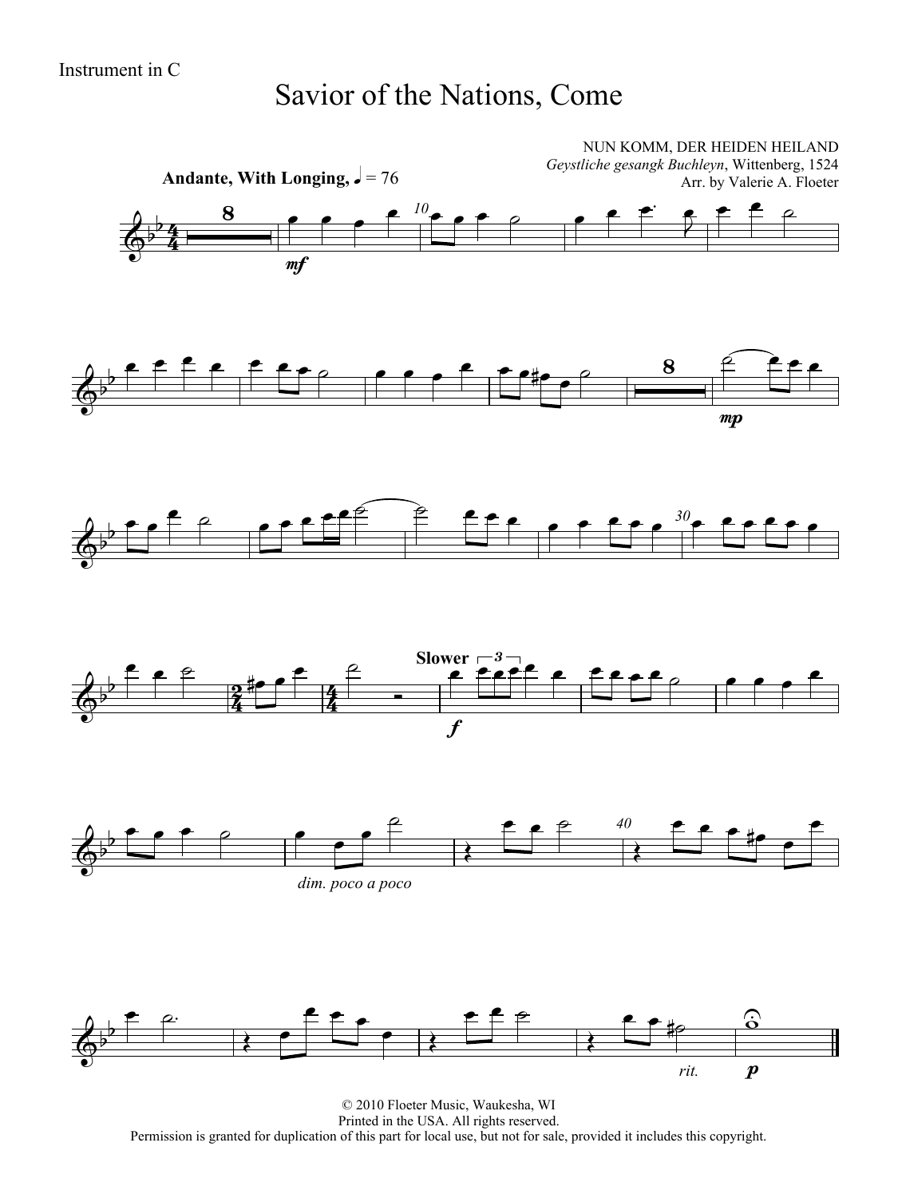Instrument in C

# Savior of the Nations, Come

NUN KOMM, DER HEIDEN HEILAND
*Geystliche gesangk Buchleyn*, Wittenberg, 1524
Arr. by Valerie A. Floeter

**Andante, With Longing,** ♩ = 76

mf

mp

**Slower**

f

*dim. poco a poco*

*rit.*

p

© 2010 Floeter Music, Waukesha, WI
Printed in the USA. All rights reserved.
Permission is granted for duplication of this part for local use, but not for sale, provided it includes this copyright.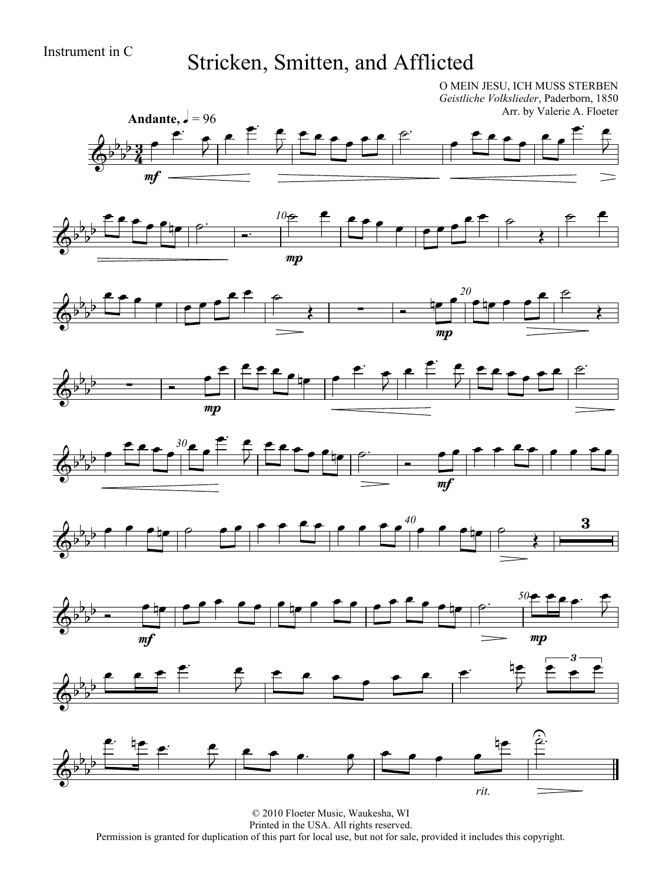Instrument in C

# Stricken, Smitten, and Afflicted

O MEIN JESU, ICH MUSS STERBEN
*Geistliche Volkslieder*, Paderborn, 1850
Arr. by Valerie A. Floeter

**Andante,** ♩ = 96

© 2010 Floeter Music, Waukesha, WI
Printed in the USA. All rights reserved.
Permission is granted for duplication of this part for local use, but not for sale, provided it includes this copyright.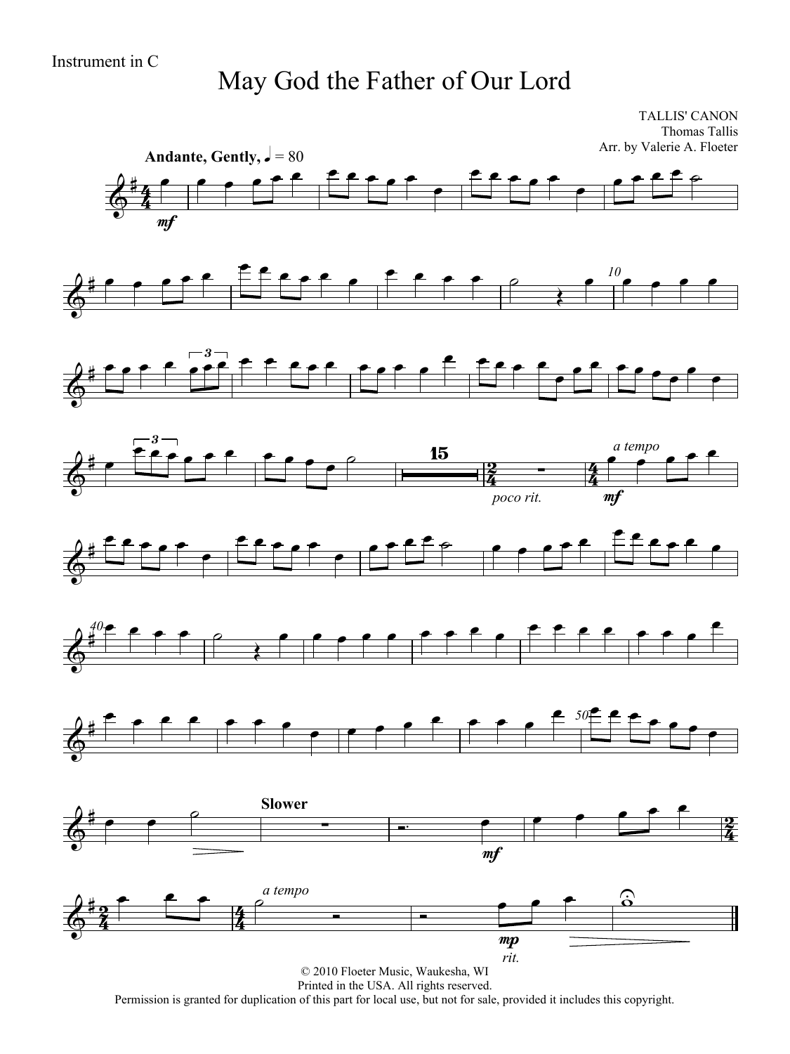Instrument in C

# May God the Father of Our Lord

TALLIS' CANON
Thomas Tallis
Arr. by Valerie A. Floeter

**Andante, Gently,** ♩ = 80

*mf*

*poco rit.*

*a tempo*

*mf*

**Slower**

*mf*

*a tempo*

*mp*

*rit.*

© 2010 Floeter Music, Waukesha, WI
Printed in the USA. All rights reserved.
Permission is granted for duplication of this part for local use, but not for sale, provided it includes this copyright.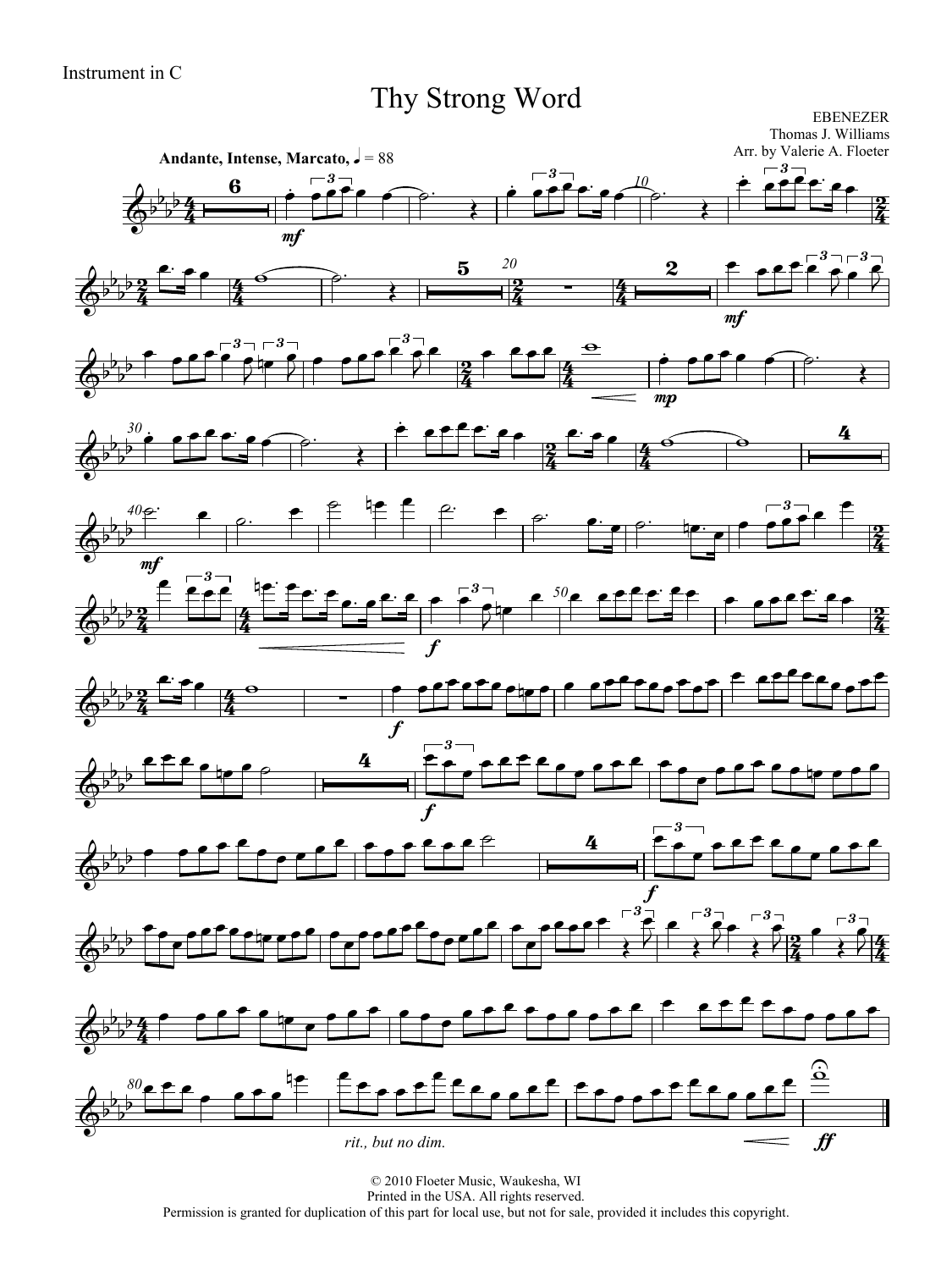Instrument in C

# Thy Strong Word

EBENEZER
Thomas J. Williams
Arr. by Valerie A. Floeter

**Andante, Intense, Marcato,** ♩ = 88

*rit., but no dim.*

© 2010 Floeter Music, Waukesha, WI
Printed in the USA. All rights reserved.
Permission is granted for duplication of this part for local use, but not for sale, provided it includes this copyright.